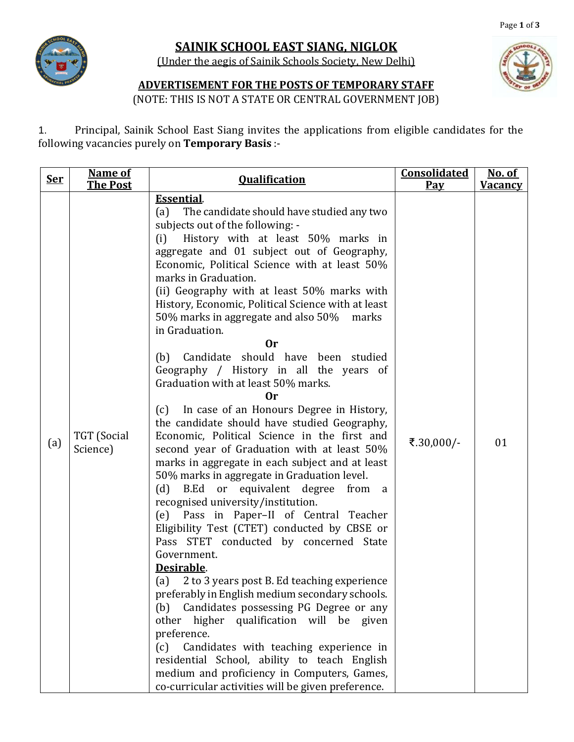# SAINIK SCHOOL EAST SIANG, NIGLOK

(Under the aegis of Sainik Schools Society, New Delhi)

## ADVERTISEMENT FOR THE POSTS OF TEMPORARY STAFF

(NOTE: THIS IS NOT A STATE OR CENTRAL GOVERNMENT JOB)

1. Principal, Sainik School East Siang invites the applications from eligible candidates for the following vacancies purely on **Temporary Basis** :-

| Ser | Name of The Post | Qualification | Consolidated Pay | No. of Vacancy |
|---|---|---|---|---|
| (a) | TGT (Social Science) | **Essential**.<br>(a) The candidate should have studied any two subjects out of the following: -<br>(i) History with at least 50% marks in aggregate and 01 subject out of Geography, Economic, Political Science with at least 50% marks in Graduation.<br>(ii) Geography with at least 50% marks with History, Economic, Political Science with at least 50% marks in aggregate and also 50% marks in Graduation.<br>**Or**<br>(b) Candidate should have been studied Geography / History in all the years of Graduation with at least 50% marks.<br>**Or**<br>(c) In case of an Honours Degree in History, the candidate should have studied Geography, Economic, Political Science in the first and second year of Graduation with at least 50% marks in aggregate in each subject and at least 50% marks in aggregate in Graduation level.<br>(d) B.Ed or equivalent degree from a recognised university/institution.<br>(e) Pass in Paper–II of Central Teacher Eligibility Test (CTET) conducted by CBSE or Pass STET conducted by concerned State Government.<br>**Desirable**.<br>(a) 2 to 3 years post B. Ed teaching experience preferably in English medium secondary schools.<br>(b) Candidates possessing PG Degree or any other higher qualification will be given preference.<br>(c) Candidates with teaching experience in residential School, ability to teach English medium and proficiency in Computers, Games, co-curricular activities will be given preference. | ₹.30,000/- | 01 |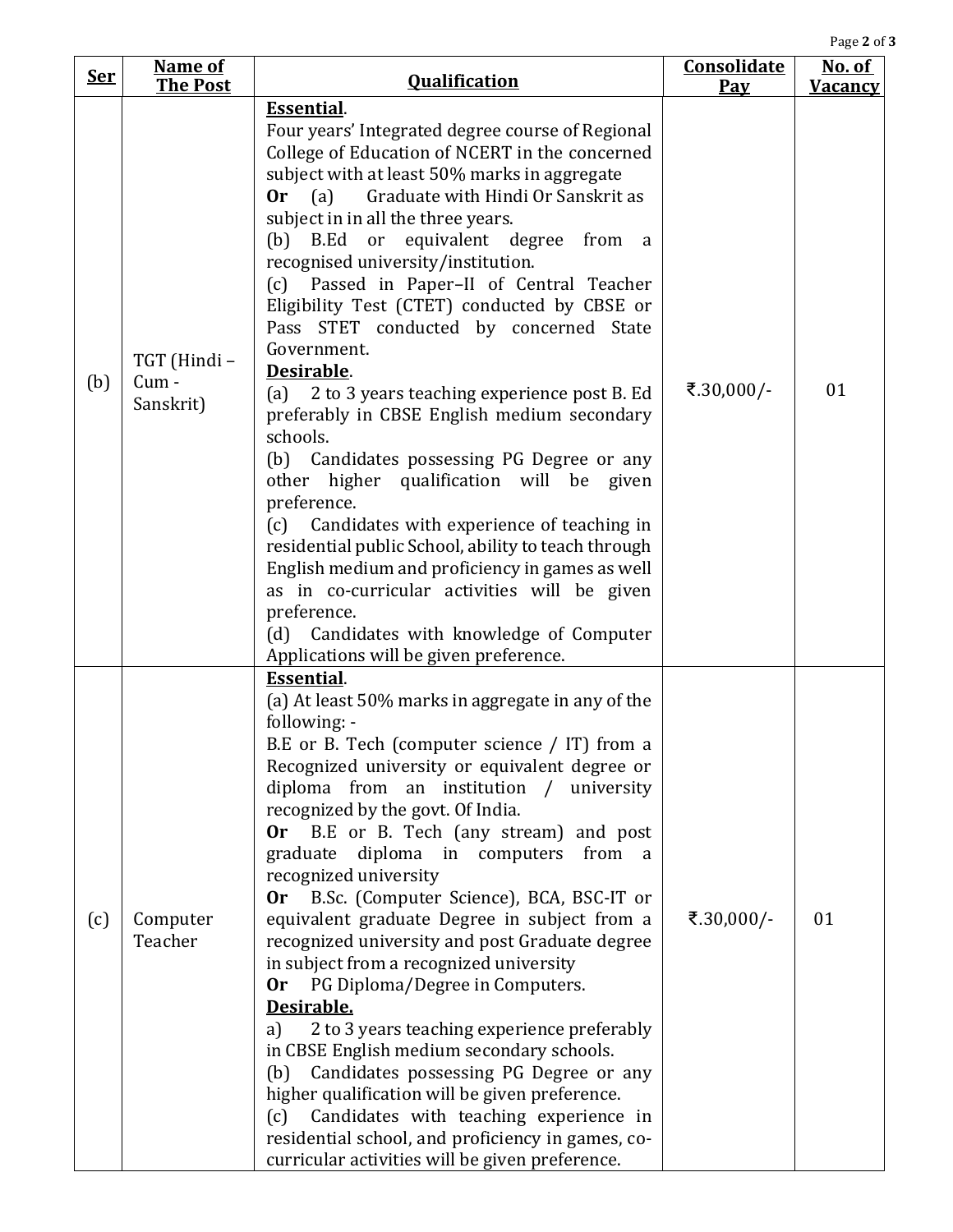| Ser | Name of The Post | Qualification | Consolidate Pay | No. of Vacancy |
|---|---|---|---|---|
| (b) | TGT (Hindi – Cum - Sanskrit) | **Essential**.<br>Four years' Integrated degree course of Regional College of Education of NCERT in the concerned subject with at least 50% marks in aggregate<br>**Or** (a) Graduate with Hindi Or Sanskrit as subject in in all the three years.<br>(b) B.Ed or equivalent degree from a recognised university/institution.<br>(c) Passed in Paper–II of Central Teacher Eligibility Test (CTET) conducted by CBSE or Pass STET conducted by concerned State Government.<br>**Desirable**.<br>(a) 2 to 3 years teaching experience post B. Ed preferably in CBSE English medium secondary schools.<br>(b) Candidates possessing PG Degree or any other higher qualification will be given preference.<br>(c) Candidates with experience of teaching in residential public School, ability to teach through English medium and proficiency in games as well as in co-curricular activities will be given preference.<br>(d) Candidates with knowledge of Computer Applications will be given preference. | ₹.30,000/- | 01 |
| (c) | Computer Teacher | **Essential**.<br>(a) At least 50% marks in aggregate in any of the following: -<br>B.E or B. Tech (computer science / IT) from a Recognized university or equivalent degree or diploma from an institution / university recognized by the govt. Of India.<br>**Or** B.E or B. Tech (any stream) and post graduate diploma in computers from a recognized university<br>**Or** B.Sc. (Computer Science), BCA, BSC-IT or equivalent graduate Degree in subject from a recognized university and post Graduate degree in subject from a recognized university<br>**Or** PG Diploma/Degree in Computers.<br>**Desirable.**<br>a) 2 to 3 years teaching experience preferably in CBSE English medium secondary schools.<br>(b) Candidates possessing PG Degree or any higher qualification will be given preference.<br>(c) Candidates with teaching experience in residential school, and proficiency in games, co-curricular activities will be given preference. | ₹.30,000/- | 01 |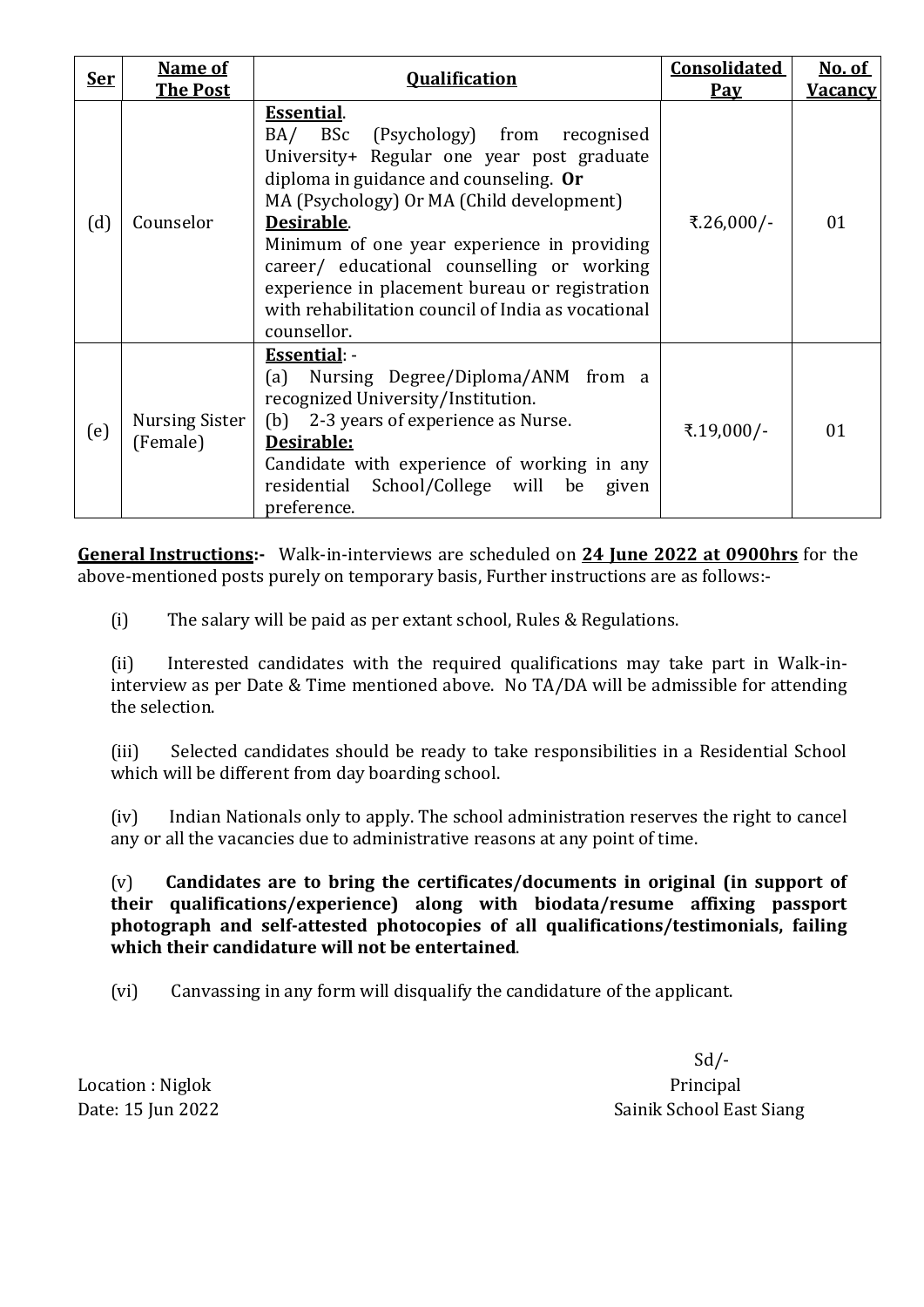| Ser | Name of The Post | Qualification | Consolidated Pay | No. of Vacancy |
|---|---|---|---|---|
| (d) | Counselor | **Essential**.<br>BA/ BSc (Psychology) from recognised University+ Regular one year post graduate diploma in guidance and counseling. **Or**<br>MA (Psychology) Or MA (Child development)<br>**Desirable**.<br>Minimum of one year experience in providing career/ educational counselling or working experience in placement bureau or registration with rehabilitation council of India as vocational counsellor. | ₹.26,000/- | 01 |
| (e) | Nursing Sister (Female) | **Essential**: -<br>(a) Nursing Degree/Diploma/ANM from a recognized University/Institution.<br>(b) 2-3 years of experience as Nurse.<br>**Desirable:**<br>Candidate with experience of working in any residential School/College will be given preference. | ₹.19,000/- | 01 |

**General Instructions:-** Walk-in-interviews are scheduled on **24 June 2022 at 0900hrs** for the above-mentioned posts purely on temporary basis, Further instructions are as follows:-

(i) The salary will be paid as per extant school, Rules & Regulations.

(ii) Interested candidates with the required qualifications may take part in Walk-in-interview as per Date & Time mentioned above. No TA/DA will be admissible for attending the selection.

(iii) Selected candidates should be ready to take responsibilities in a Residential School which will be different from day boarding school.

(iv) Indian Nationals only to apply. The school administration reserves the right to cancel any or all the vacancies due to administrative reasons at any point of time.

(v) **Candidates are to bring the certificates/documents in original (in support of their qualifications/experience) along with biodata/resume affixing passport photograph and self-attested photocopies of all qualifications/testimonials, failing which their candidature will not be entertained**.

(vi) Canvassing in any form will disqualify the candidature of the applicant.

Sd/-
Principal
Sainik School East Siang

Location : Niglok
Date: 15 Jun 2022